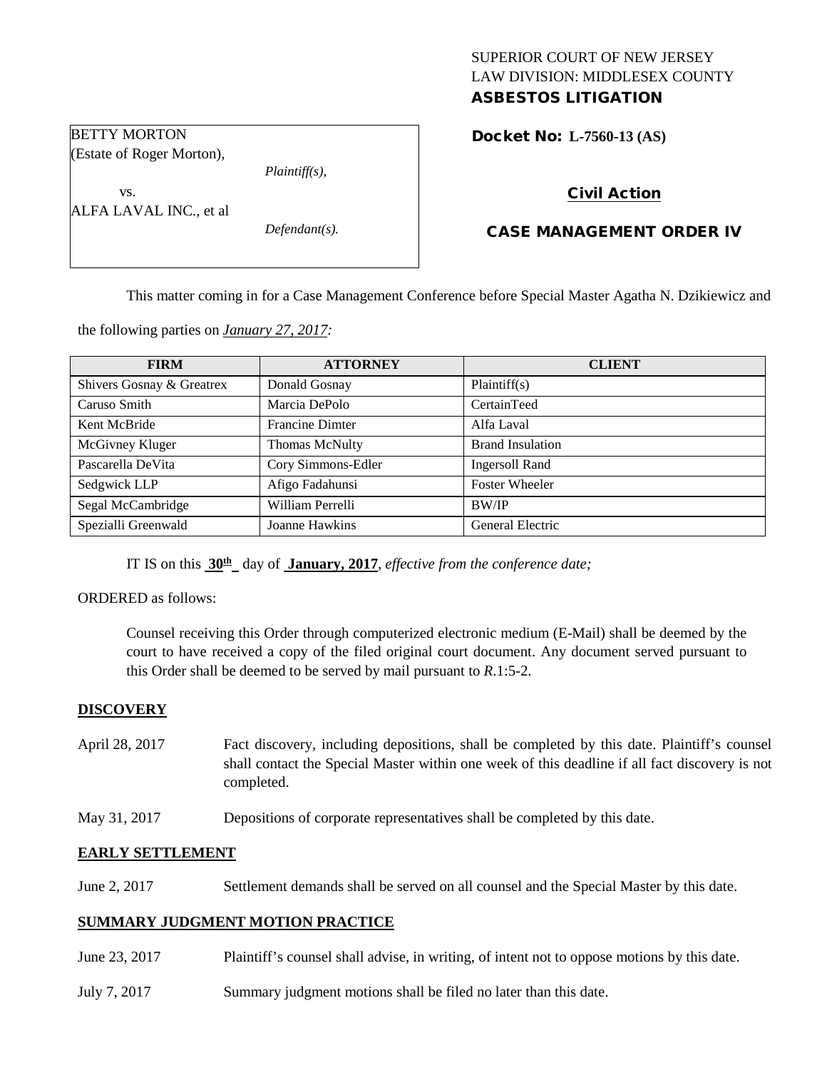SUPERIOR COURT OF NEW JERSEY
LAW DIVISION: MIDDLESEX COUNTY
**ASBESTOS LITIGATION**

BETTY MORTON
(Estate of Roger Morton),

*Plaintiff(s),*

vs.

ALFA LAVAL INC., et al

*Defendant(s).*

**Docket No: L-7560-13 (AS)**

**Civil Action**

**CASE MANAGEMENT ORDER IV**

This matter coming in for a Case Management Conference before Special Master Agatha N. Dzikiewicz and the following parties on ***January 27, 2017:***

| FIRM | ATTORNEY | CLIENT |
|---|---|---|
| Shivers Gosnay & Greatrex | Donald Gosnay | Plaintiff(s) |
| Caruso Smith | Marcia DePolo | CertainTeed |
| Kent McBride | Francine Dimter | Alfa Laval |
| McGivney Kluger | Thomas McNulty | Brand Insulation |
| Pascarella DeVita | Cory Simmons-Edler | Ingersoll Rand |
| Sedgwick LLP | Afigo Fadahunsi | Foster Wheeler |
| Segal McCambridge | William Perrelli | BW/IP |
| Spezialli Greenwald | Joanne Hawkins | General Electric |

IT IS on this **30th** day of **January, 2017**, *effective from the conference date;*

ORDERED as follows:

Counsel receiving this Order through computerized electronic medium (E-Mail) shall be deemed by the court to have received a copy of the filed original court document. Any document served pursuant to this Order shall be deemed to be served by mail pursuant to *R*.1:5-2.

**DISCOVERY**

April 28, 2017 Fact discovery, including depositions, shall be completed by this date. Plaintiff's counsel shall contact the Special Master within one week of this deadline if all fact discovery is not completed.

May 31, 2017 Depositions of corporate representatives shall be completed by this date.

**EARLY SETTLEMENT**

June 2, 2017 Settlement demands shall be served on all counsel and the Special Master by this date.

**SUMMARY JUDGMENT MOTION PRACTICE**

June 23, 2017 Plaintiff's counsel shall advise, in writing, of intent not to oppose motions by this date.

July 7, 2017 Summary judgment motions shall be filed no later than this date.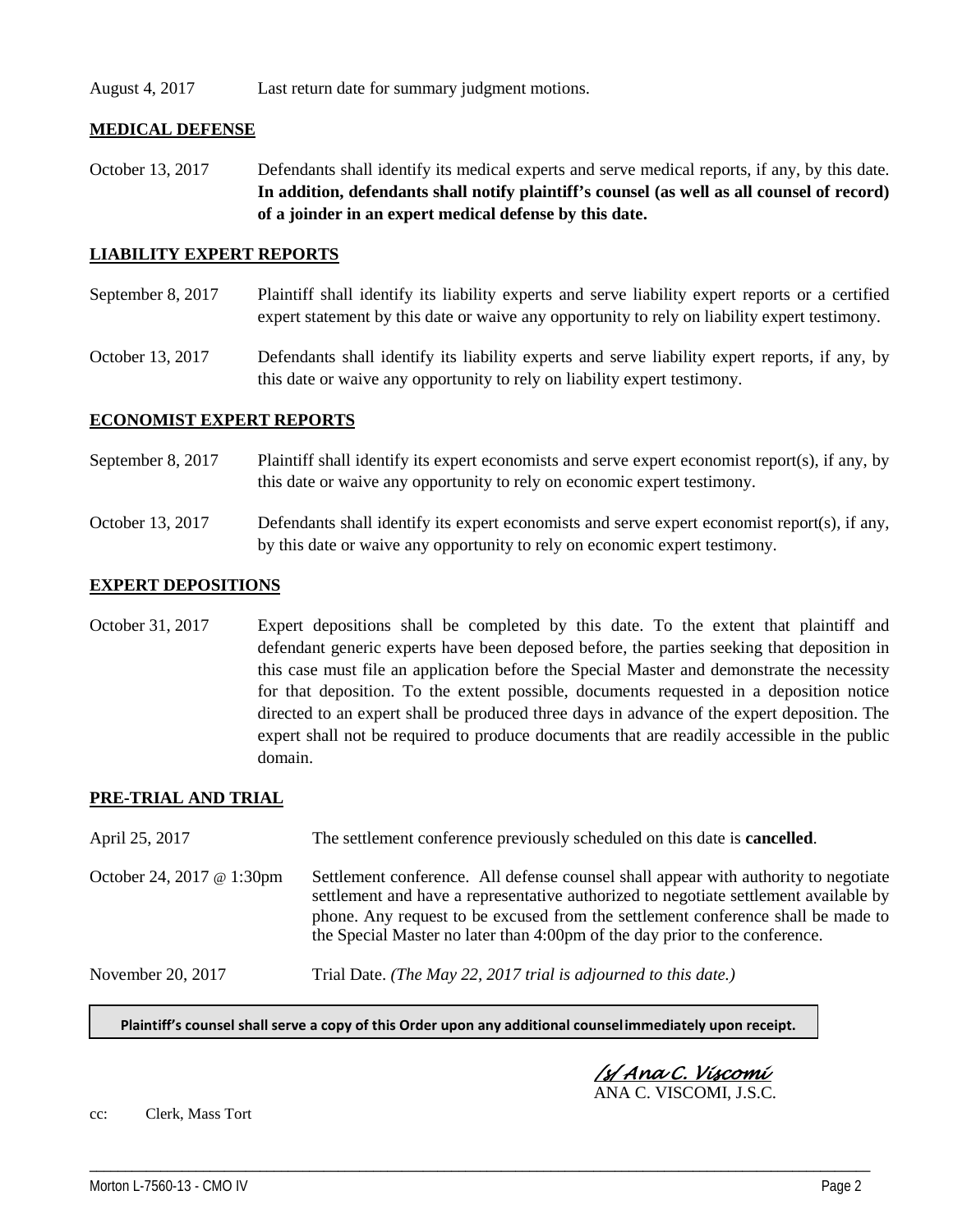| | |
|---|---|
| August 4, 2017 | Last return date for summary judgment motions. |

**MEDICAL DEFENSE**

| | |
|---|---|
| October 13, 2017 | Defendants shall identify its medical experts and serve medical reports, if any, by this date. **In addition, defendants shall notify plaintiff's counsel (as well as all counsel of record) of a joinder in an expert medical defense by this date.** |

**LIABILITY EXPERT REPORTS**

| | |
|---|---|
| September 8, 2017 | Plaintiff shall identify its liability experts and serve liability expert reports or a certified expert statement by this date or waive any opportunity to rely on liability expert testimony. |
| October 13, 2017 | Defendants shall identify its liability experts and serve liability expert reports, if any, by this date or waive any opportunity to rely on liability expert testimony. |

**ECONOMIST EXPERT REPORTS**

| | |
|---|---|
| September 8, 2017 | Plaintiff shall identify its expert economists and serve expert economist report(s), if any, by this date or waive any opportunity to rely on economic expert testimony. |
| October 13, 2017 | Defendants shall identify its expert economists and serve expert economist report(s), if any, by this date or waive any opportunity to rely on economic expert testimony. |

**EXPERT DEPOSITIONS**

| | |
|---|---|
| October 31, 2017 | Expert depositions shall be completed by this date. To the extent that plaintiff and defendant generic experts have been deposed before, the parties seeking that deposition in this case must file an application before the Special Master and demonstrate the necessity for that deposition. To the extent possible, documents requested in a deposition notice directed to an expert shall be produced three days in advance of the expert deposition. The expert shall not be required to produce documents that are readily accessible in the public domain. |

**PRE-TRIAL AND TRIAL**

| | |
|---|---|
| April 25, 2017 | The settlement conference previously scheduled on this date is **cancelled**. |
| October 24, 2017 @ 1:30pm | Settlement conference. All defense counsel shall appear with authority to negotiate settlement and have a representative authorized to negotiate settlement available by phone. Any request to be excused from the settlement conference shall be made to the Special Master no later than 4:00pm of the day prior to the conference. |
| November 20, 2017 | Trial Date. *(The May 22, 2017 trial is adjourned to this date.)* |

**Plaintiff's counsel shall serve a copy of this Order upon any additional counsel immediately upon receipt.**

*/s/ Ana C. Viscomi*
ANA C. VISCOMI, J.S.C.

cc: Clerk, Mass Tort

Morton L-7560-13 - CMO IV